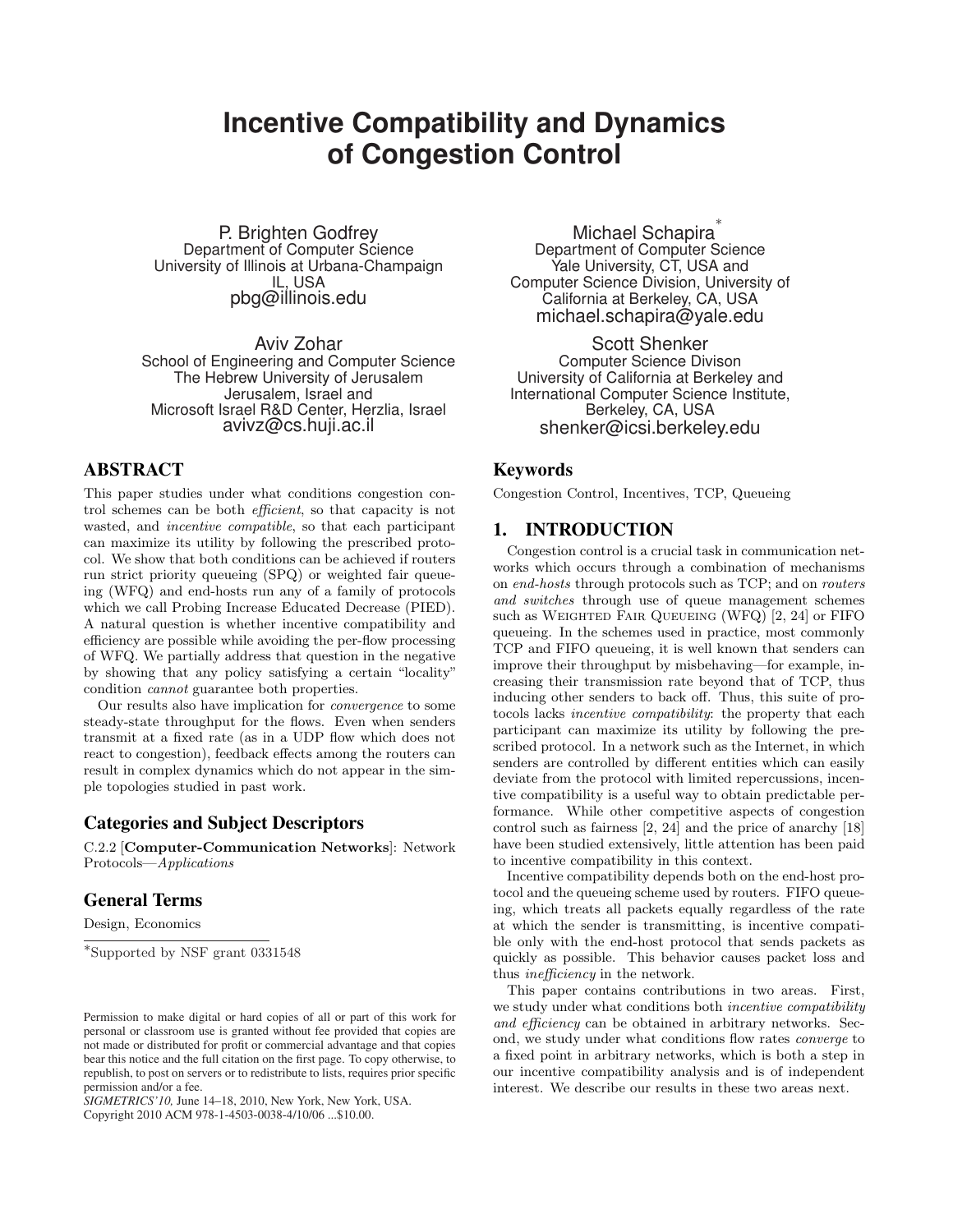# Incentive Compatibility and Dynamics of Congestion Control

P. Brighten Godfrey
Department of Computer Science
University of Illinois at Urbana-Champaign
IL, USA
pbg@illinois.edu

Michael Schapira*
Department of Computer Science
Yale University, CT, USA and
Computer Science Division, University of California at Berkeley, CA, USA
michael.schapira@yale.edu

Aviv Zohar
School of Engineering and Computer Science
The Hebrew University of Jerusalem
Jerusalem, Israel and
Microsoft Israel R&D Center, Herzlia, Israel
avivz@cs.huji.ac.il

Scott Shenker
Computer Science Divison
University of California at Berkeley and
International Computer Science Institute,
Berkeley, CA, USA
shenker@icsi.berkeley.edu

## ABSTRACT

This paper studies under what conditions congestion control schemes can be both *efficient*, so that capacity is not wasted, and *incentive compatible*, so that each participant can maximize its utility by following the prescribed protocol. We show that both conditions can be achieved if routers run strict priority queueing (SPQ) or weighted fair queueing (WFQ) and end-hosts run any of a family of protocols which we call Probing Increase Educated Decrease (PIED). A natural question is whether incentive compatibility and efficiency are possible while avoiding the per-flow processing of WFQ. We partially address that question in the negative by showing that any policy satisfying a certain "locality" condition *cannot* guarantee both properties.

Our results also have implication for *convergence* to some steady-state throughput for the flows. Even when senders transmit at a fixed rate (as in a UDP flow which does not react to congestion), feedback effects among the routers can result in complex dynamics which do not appear in the simple topologies studied in past work.

### Categories and Subject Descriptors

C.2.2 [**Computer-Communication Networks**]: Network Protocols—*Applications*

### General Terms

Design, Economics

*Supported by NSF grant 0331548

Permission to make digital or hard copies of all or part of this work for personal or classroom use is granted without fee provided that copies are not made or distributed for profit or commercial advantage and that copies bear this notice and the full citation on the first page. To copy otherwise, to republish, to post on servers or to redistribute to lists, requires prior specific permission and/or a fee.
*SIGMETRICS'10,* June 14–18, 2010, New York, New York, USA.
Copyright 2010 ACM 978-1-4503-0038-4/10/06 ...$10.00.

### Keywords

Congestion Control, Incentives, TCP, Queueing

## 1. INTRODUCTION

Congestion control is a crucial task in communication networks which occurs through a combination of mechanisms on *end-hosts* through protocols such as TCP; and on *routers and switches* through use of queue management schemes such as WEIGHTED FAIR QUEUEING (WFQ) [2, 24] or FIFO queueing. In the schemes used in practice, most commonly TCP and FIFO queueing, it is well known that senders can improve their throughput by misbehaving—for example, increasing their transmission rate beyond that of TCP, thus inducing other senders to back off. Thus, this suite of protocols lacks *incentive compatibility*: the property that each participant can maximize its utility by following the prescribed protocol. In a network such as the Internet, in which senders are controlled by different entities which can easily deviate from the protocol with limited repercussions, incentive compatibility is a useful way to obtain predictable performance. While other competitive aspects of congestion control such as fairness [2, 24] and the price of anarchy [18] have been studied extensively, little attention has been paid to incentive compatibility in this context.

Incentive compatibility depends both on the end-host protocol and the queueing scheme used by routers. FIFO queueing, which treats all packets equally regardless of the rate at which the sender is transmitting, is incentive compatible only with the end-host protocol that sends packets as quickly as possible. This behavior causes packet loss and thus *inefficiency* in the network.

This paper contains contributions in two areas. First, we study under what conditions both *incentive compatibility and efficiency* can be obtained in arbitrary networks. Second, we study under what conditions flow rates *converge* to a fixed point in arbitrary networks, which is both a step in our incentive compatibility analysis and is of independent interest. We describe our results in these two areas next.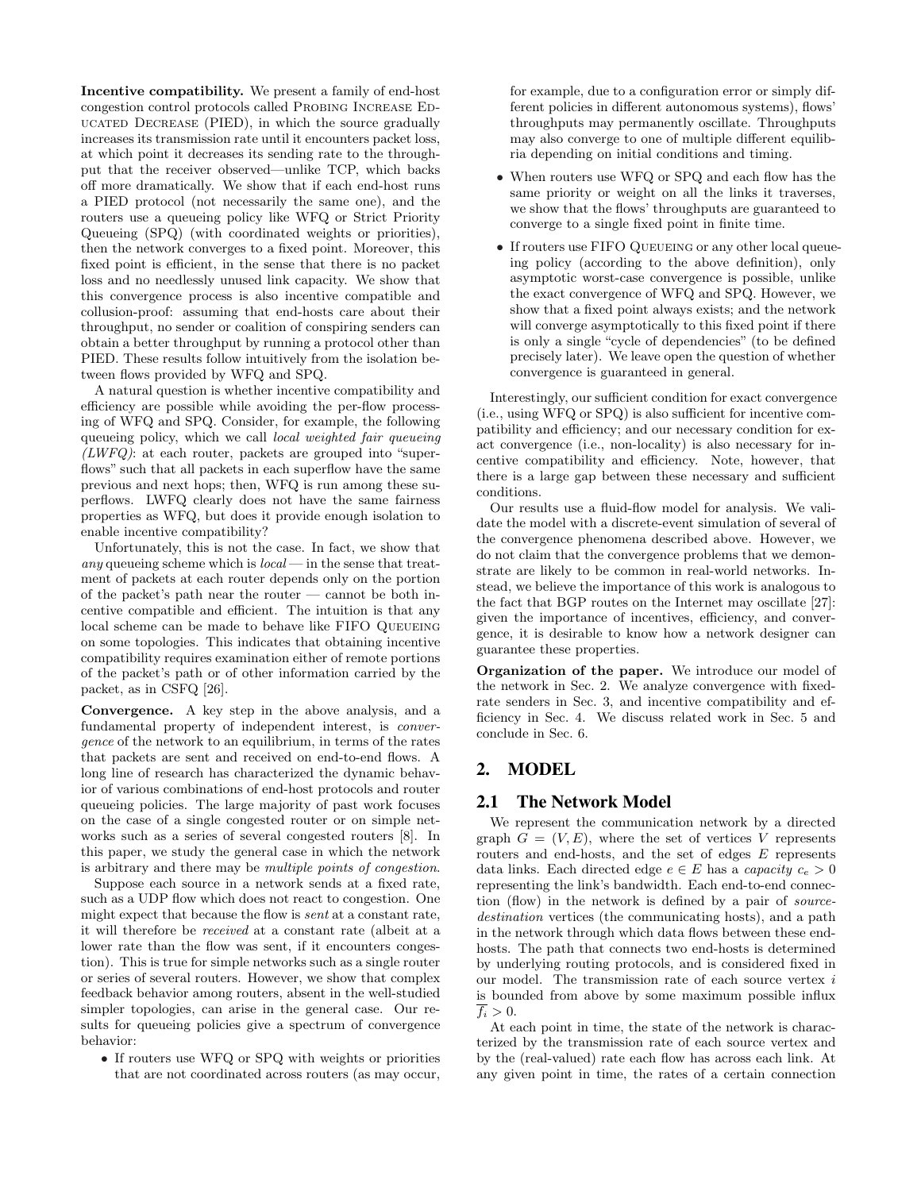**Incentive compatibility.** We present a family of end-host congestion control protocols called Probing Increase Educated Decrease (PIED), in which the source gradually increases its transmission rate until it encounters packet loss, at which point it decreases its sending rate to the throughput that the receiver observed—unlike TCP, which backs off more dramatically. We show that if each end-host runs a PIED protocol (not necessarily the same one), and the routers use a queueing policy like WFQ or Strict Priority Queueing (SPQ) (with coordinated weights or priorities), then the network converges to a fixed point. Moreover, this fixed point is efficient, in the sense that there is no packet loss and no needlessly unused link capacity. We show that this convergence process is also incentive compatible and collusion-proof: assuming that end-hosts care about their throughput, no sender or coalition of conspiring senders can obtain a better throughput by running a protocol other than PIED. These results follow intuitively from the isolation between flows provided by WFQ and SPQ.

A natural question is whether incentive compatibility and efficiency are possible while avoiding the per-flow processing of WFQ and SPQ. Consider, for example, the following queueing policy, which we call *local weighted fair queueing (LWFQ)*: at each router, packets are grouped into "superflows" such that all packets in each superflow have the same previous and next hops; then, WFQ is run among these superflows. LWFQ clearly does not have the same fairness properties as WFQ, but does it provide enough isolation to enable incentive compatibility?

Unfortunately, this is not the case. In fact, we show that *any* queueing scheme which is *local* — in the sense that treatment of packets at each router depends only on the portion of the packet's path near the router — cannot be both incentive compatible and efficient. The intuition is that any local scheme can be made to behave like FIFO Queueing on some topologies. This indicates that obtaining incentive compatibility requires examination either of remote portions of the packet's path or of other information carried by the packet, as in CSFQ [26].

**Convergence.** A key step in the above analysis, and a fundamental property of independent interest, is *convergence* of the network to an equilibrium, in terms of the rates that packets are sent and received on end-to-end flows. A long line of research has characterized the dynamic behavior of various combinations of end-host protocols and router queueing policies. The large majority of past work focuses on the case of a single congested router or on simple networks such as a series of several congested routers [8]. In this paper, we study the general case in which the network is arbitrary and there may be *multiple points of congestion*.

Suppose each source in a network sends at a fixed rate, such as a UDP flow which does not react to congestion. One might expect that because the flow is *sent* at a constant rate, it will therefore be *received* at a constant rate (albeit at a lower rate than the flow was sent, if it encounters congestion). This is true for simple networks such as a single router or series of several routers. However, we show that complex feedback behavior among routers, absent in the well-studied simpler topologies, can arise in the general case. Our results for queueing policies give a spectrum of convergence behavior:

- If routers use WFQ or SPQ with weights or priorities that are not coordinated across routers (as may occur, for example, due to a configuration error or simply different policies in different autonomous systems), flows' throughputs may permanently oscillate. Throughputs may also converge to one of multiple different equilibria depending on initial conditions and timing.
- When routers use WFQ or SPQ and each flow has the same priority or weight on all the links it traverses, we show that the flows' throughputs are guaranteed to converge to a single fixed point in finite time.
- If routers use FIFO Queueing or any other local queueing policy (according to the above definition), only asymptotic worst-case convergence is possible, unlike the exact convergence of WFQ and SPQ. However, we show that a fixed point always exists; and the network will converge asymptotically to this fixed point if there is only a single "cycle of dependencies" (to be defined precisely later). We leave open the question of whether convergence is guaranteed in general.

Interestingly, our sufficient condition for exact convergence (i.e., using WFQ or SPQ) is also sufficient for incentive compatibility and efficiency; and our necessary condition for exact convergence (i.e., non-locality) is also necessary for incentive compatibility and efficiency. Note, however, that there is a large gap between these necessary and sufficient conditions.

Our results use a fluid-flow model for analysis. We validate the model with a discrete-event simulation of several of the convergence phenomena described above. However, we do not claim that the convergence problems that we demonstrate are likely to be common in real-world networks. Instead, we believe the importance of this work is analogous to the fact that BGP routes on the Internet may oscillate [27]: given the importance of incentives, efficiency, and convergence, it is desirable to know how a network designer can guarantee these properties.

**Organization of the paper.** We introduce our model of the network in Sec. 2. We analyze convergence with fixed-rate senders in Sec. 3, and incentive compatibility and efficiency in Sec. 4. We discuss related work in Sec. 5 and conclude in Sec. 6.

## 2. MODEL

### 2.1 The Network Model

We represent the communication network by a directed graph $G = (V, E)$, where the set of vertices $V$ represents routers and end-hosts, and the set of edges $E$ represents data links. Each directed edge $e \in E$ has a *capacity* $c_e > 0$ representing the link's bandwidth. Each end-to-end connection (flow) in the network is defined by a pair of *source-destination* vertices (the communicating hosts), and a path in the network through which data flows between these end-hosts. The path that connects two end-hosts is determined by underlying routing protocols, and is considered fixed in our model. The transmission rate of each source vertex $i$ is bounded from above by some maximum possible influx $\overline{f_i} > 0$.

At each point in time, the state of the network is characterized by the transmission rate of each source vertex and by the (real-valued) rate each flow has across each link. At any given point in time, the rates of a certain connection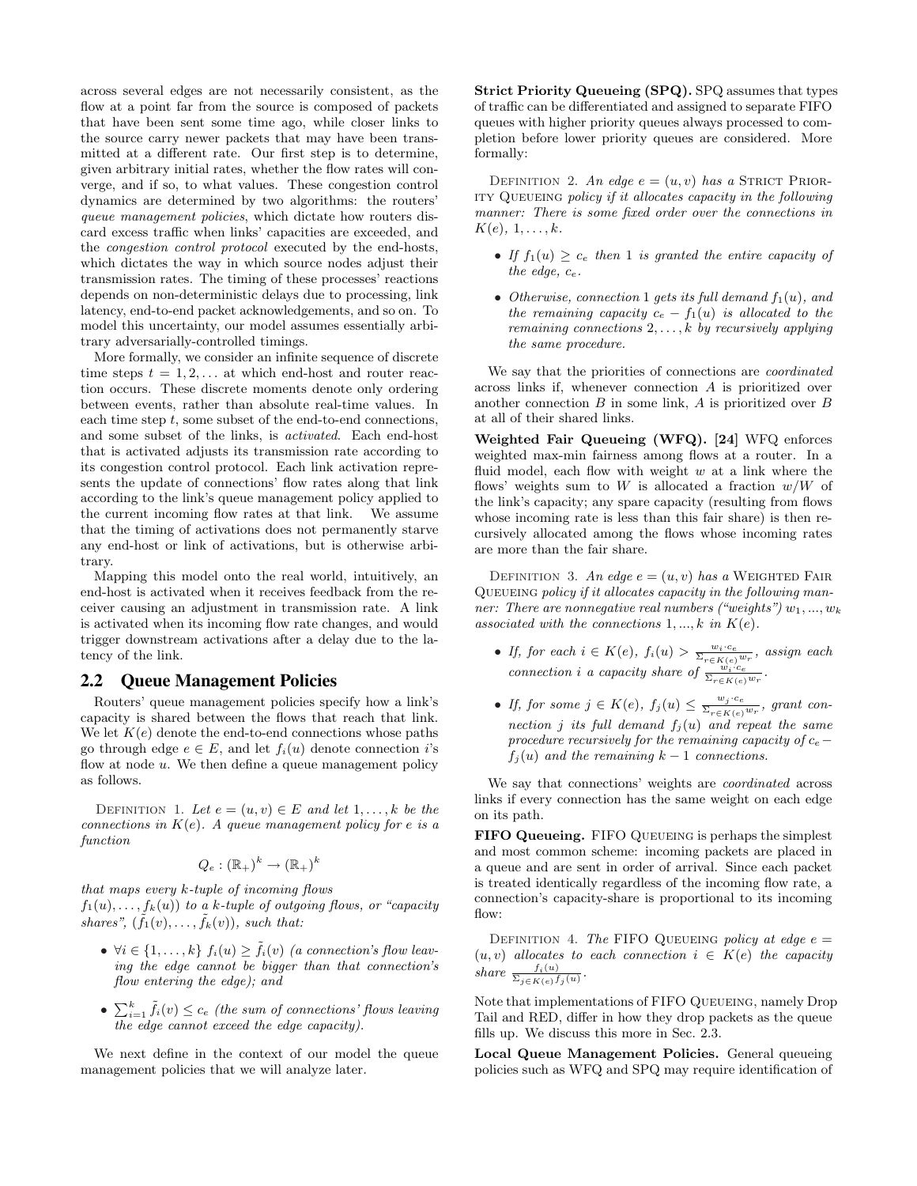across several edges are not necessarily consistent, as the flow at a point far from the source is composed of packets that have been sent some time ago, while closer links to the source carry newer packets that may have been transmitted at a different rate. Our first step is to determine, given arbitrary initial rates, whether the flow rates will converge, and if so, to what values. These congestion control dynamics are determined by two algorithms: the routers' *queue management policies*, which dictate how routers discard excess traffic when links' capacities are exceeded, and the *congestion control protocol* executed by the end-hosts, which dictates the way in which source nodes adjust their transmission rates. The timing of these processes' reactions depends on non-deterministic delays due to processing, link latency, end-to-end packet acknowledgements, and so on. To model this uncertainty, our model assumes essentially arbitrary adversarially-controlled timings.

More formally, we consider an infinite sequence of discrete time steps $t = 1, 2, \ldots$ at which end-host and router reaction occurs. These discrete moments denote only ordering between events, rather than absolute real-time values. In each time step $t$, some subset of the end-to-end connections, and some subset of the links, is *activated*. Each end-host that is activated adjusts its transmission rate according to its congestion control protocol. Each link activation represents the update of connections' flow rates along that link according to the link's queue management policy applied to the current incoming flow rates at that link. We assume that the timing of activations does not permanently starve any end-host or link of activations, but is otherwise arbitrary.

Mapping this model onto the real world, intuitively, an end-host is activated when it receives feedback from the receiver causing an adjustment in transmission rate. A link is activated when its incoming flow rate changes, and would trigger downstream activations after a delay due to the latency of the link.

## 2.2 Queue Management Policies

Routers' queue management policies specify how a link's capacity is shared between the flows that reach that link. We let $K(e)$ denote the end-to-end connections whose paths go through edge $e \in E$, and let $f_i(u)$ denote connection $i$'s flow at node $u$. We then define a queue management policy as follows.

Definition 1. *Let $e = (u, v) \in E$ and let $1, \ldots, k$ be the connections in $K(e)$. A queue management policy for $e$ is a function*

$$Q_e : (\mathbb{R}_+)^k \to (\mathbb{R}_+)^k$$

*that maps every $k$-tuple of incoming flows $f_1(u), \ldots, f_k(u))$ to a $k$-tuple of outgoing flows, or "capacity shares", $(\tilde{f}_1(v), \ldots, \tilde{f}_k(v))$, such that:*

- *$\forall i \in \{1, \ldots, k\}$ $f_i(u) \geq \tilde{f}_i(v)$ (a connection's flow leaving the edge cannot be bigger than that connection's flow entering the edge); and*
- *$\sum_{i=1}^{k} \tilde{f}_i(v) \leq c_e$ (the sum of connections' flows leaving the edge cannot exceed the edge capacity).*

We next define in the context of our model the queue management policies that we will analyze later.

**Strict Priority Queueing (SPQ).** SPQ assumes that types of traffic can be differentiated and assigned to separate FIFO queues with higher priority queues always processed to completion before lower priority queues are considered. More formally:

Definition 2. *An edge $e = (u, v)$ has a* Strict Priority Queueing *policy if it allocates capacity in the following manner: There is some fixed order over the connections in $K(e)$, $1, \ldots, k$.*

- *If $f_1(u) \geq c_e$ then 1 is granted the entire capacity of the edge, $c_e$.*
- *Otherwise, connection 1 gets its full demand $f_1(u)$, and the remaining capacity $c_e - f_1(u)$ is allocated to the remaining connections $2, \ldots, k$ by recursively applying the same procedure.*

We say that the priorities of connections are *coordinated* across links if, whenever connection $A$ is prioritized over another connection $B$ in some link, $A$ is prioritized over $B$ at all of their shared links.

**Weighted Fair Queueing (WFQ). [24]** WFQ enforces weighted max-min fairness among flows at a router. In a fluid model, each flow with weight $w$ at a link where the flows' weights sum to $W$ is allocated a fraction $w/W$ of the link's capacity; any spare capacity (resulting from flows whose incoming rate is less than this fair share) is then recursively allocated among the flows whose incoming rates are more than the fair share.

Definition 3. *An edge $e = (u, v)$ has a* Weighted Fair Queueing *policy if it allocates capacity in the following manner: There are nonnegative real numbers ("weights") $w_1, ..., w_k$ associated with the connections $1, ..., k$ in $K(e)$.*

- *If, for each $i \in K(e)$, $f_i(u) > \frac{w_i \cdot c_e}{\Sigma_{r \in K(e)} w_r}$, assign each connection $i$ a capacity share of $\frac{w_i \cdot c_e}{\Sigma_{r \in K(e)} w_r}$.*
- *If, for some $j \in K(e)$, $f_j(u) \leq \frac{w_j \cdot c_e}{\Sigma_{r \in K(e)} w_r}$, grant connection $j$ its full demand $f_j(u)$ and repeat the same procedure recursively for the remaining capacity of $c_e - f_j(u)$ and the remaining $k - 1$ connections.*

We say that connections' weights are *coordinated* across links if every connection has the same weight on each edge on its path.

**FIFO Queueing.** FIFO Queueing is perhaps the simplest and most common scheme: incoming packets are placed in a queue and are sent in order of arrival. Since each packet is treated identically regardless of the incoming flow rate, a connection's capacity-share is proportional to its incoming flow:

Definition 4. *The* FIFO Queueing *policy at edge $e = (u, v)$ allocates to each connection $i \in K(e)$ the capacity share $\frac{f_i(u)}{\Sigma_{j \in K(e)} f_j(u)}$.*

Note that implementations of FIFO Queueing, namely Drop Tail and RED, differ in how they drop packets as the queue fills up. We discuss this more in Sec. 2.3.

**Local Queue Management Policies.** General queueing policies such as WFQ and SPQ may require identification of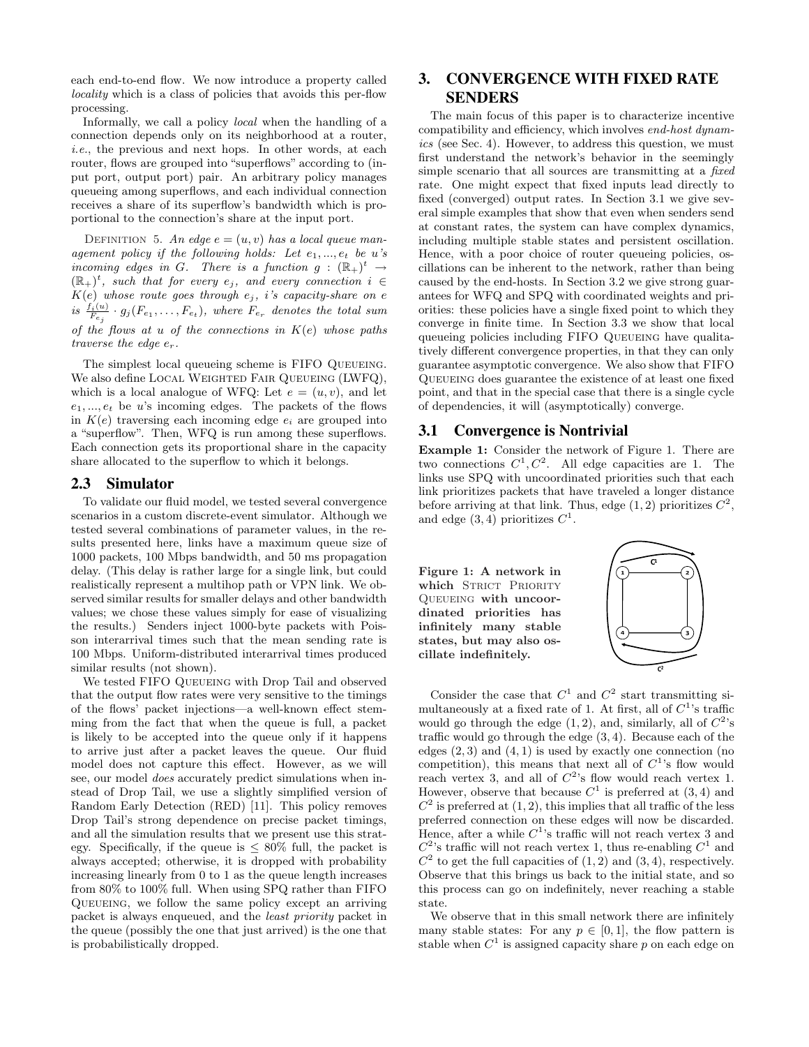each end-to-end flow. We now introduce a property called *locality* which is a class of policies that avoids this per-flow processing.

Informally, we call a policy *local* when the handling of a connection depends only on its neighborhood at a router, *i.e.*, the previous and next hops. In other words, at each router, flows are grouped into "superflows" according to (input port, output port) pair. An arbitrary policy manages queueing among superflows, and each individual connection receives a share of its superflow's bandwidth which is proportional to the connection's share at the input port.

DEFINITION 5. *An edge $e = (u, v)$ has a local queue management policy if the following holds: Let $e_1, ..., e_t$ be $u$'s incoming edges in $G$. There is a function $g : (\mathbb{R}_+)^t \to (\mathbb{R}_+)^t$, such that for every $e_j$, and every connection $i \in K(e)$ whose route goes through $e_j$, $i$'s capacity-share on $e$ is $\frac{f_i(u)}{F_{e_j}} \cdot g_j(F_{e_1}, \ldots, F_{e_t})$, where $F_{e_r}$ denotes the total sum of the flows at $u$ of the connections in $K(e)$ whose paths traverse the edge $e_r$.*

The simplest local queueing scheme is FIFO QUEUEING. We also define LOCAL WEIGHTED FAIR QUEUEING (LWFQ), which is a local analogue of WFQ: Let $e = (u, v)$, and let $e_1, ..., e_t$ be $u$'s incoming edges. The packets of the flows in $K(e)$ traversing each incoming edge $e_i$ are grouped into a "superflow". Then, WFQ is run among these superflows. Each connection gets its proportional share in the capacity share allocated to the superflow to which it belongs.

## 2.3 Simulator

To validate our fluid model, we tested several convergence scenarios in a custom discrete-event simulator. Although we tested several combinations of parameter values, in the results presented here, links have a maximum queue size of 1000 packets, 100 Mbps bandwidth, and 50 ms propagation delay. (This delay is rather large for a single link, but could realistically represent a multihop path or VPN link. We observed similar results for smaller delays and other bandwidth values; we chose these values simply for ease of visualizing the results.) Senders inject 1000-byte packets with Poisson interarrival times such that the mean sending rate is 100 Mbps. Uniform-distributed interarrival times produced similar results (not shown).

We tested FIFO QUEUEING with Drop Tail and observed that the output flow rates were very sensitive to the timings of the flows' packet injections—a well-known effect stemming from the fact that when the queue is full, a packet is likely to be accepted into the queue only if it happens to arrive just after a packet leaves the queue. Our fluid model does not capture this effect. However, as we will see, our model *does* accurately predict simulations when instead of Drop Tail, we use a slightly simplified version of Random Early Detection (RED) [11]. This policy removes Drop Tail's strong dependence on precise packet timings, and all the simulation results that we present use this strategy. Specifically, if the queue is $\leq 80\%$ full, the packet is always accepted; otherwise, it is dropped with probability increasing linearly from 0 to 1 as the queue length increases from 80% to 100% full. When using SPQ rather than FIFO QUEUEING, we follow the same policy except an arriving packet is always enqueued, and the *least priority* packet in the queue (possibly the one that just arrived) is the one that is probabilistically dropped.

# 3. CONVERGENCE WITH FIXED RATE SENDERS

The main focus of this paper is to characterize incentive compatibility and efficiency, which involves *end-host dynamics* (see Sec. 4). However, to address this question, we must first understand the network's behavior in the seemingly simple scenario that all sources are transmitting at a *fixed* rate. One might expect that fixed inputs lead directly to fixed (converged) output rates. In Section 3.1 we give several simple examples that show that even when senders send at constant rates, the system can have complex dynamics, including multiple stable states and persistent oscillation. Hence, with a poor choice of router queueing policies, oscillations can be inherent to the network, rather than being caused by the end-hosts. In Section 3.2 we give strong guarantees for WFQ and SPQ with coordinated weights and priorities: these policies have a single fixed point to which they converge in finite time. In Section 3.3 we show that local queueing policies including FIFO QUEUEING have qualitatively different convergence properties, in that they can only guarantee asymptotic convergence. We also show that FIFO QUEUEING does guarantee the existence of at least one fixed point, and that in the special case that there is a single cycle of dependencies, it will (asymptotically) converge.

## 3.1 Convergence is Nontrivial

**Example 1:** Consider the network of Figure 1. There are two connections $C^1, C^2$. All edge capacities are 1. The links use SPQ with uncoordinated priorities such that each link prioritizes packets that have traveled a longer distance before arriving at that link. Thus, edge $(1, 2)$ prioritizes $C^2$, and edge $(3, 4)$ prioritizes $C^1$.

**Figure 1: A network in which STRICT PRIORITY QUEUEING with uncoordinated priorities has infinitely many stable states, but may also oscillate indefinitely.**

Consider the case that $C^1$ and $C^2$ start transmitting simultaneously at a fixed rate of 1. At first, all of $C^1$'s traffic would go through the edge $(1, 2)$, and, similarly, all of $C^2$'s traffic would go through the edge $(3, 4)$. Because each of the edges $(2, 3)$ and $(4, 1)$ is used by exactly one connection (no competition), this means that next all of $C^1$'s flow would reach vertex 3, and all of $C^2$'s flow would reach vertex 1. However, observe that because $C^1$ is preferred at $(3, 4)$ and $C^2$ is preferred at $(1, 2)$, this implies that all traffic of the less preferred connection on these edges will now be discarded. Hence, after a while $C^1$'s traffic will not reach vertex 3 and $C^2$'s traffic will not reach vertex 1, thus re-enabling $C^1$ and $C^2$ to get the full capacities of $(1, 2)$ and $(3, 4)$, respectively. Observe that this brings us back to the initial state, and so this process can go on indefinitely, never reaching a stable state.

We observe that in this small network there are infinitely many stable states: For any $p \in [0, 1]$, the flow pattern is stable when $C^1$ is assigned capacity share $p$ on each edge on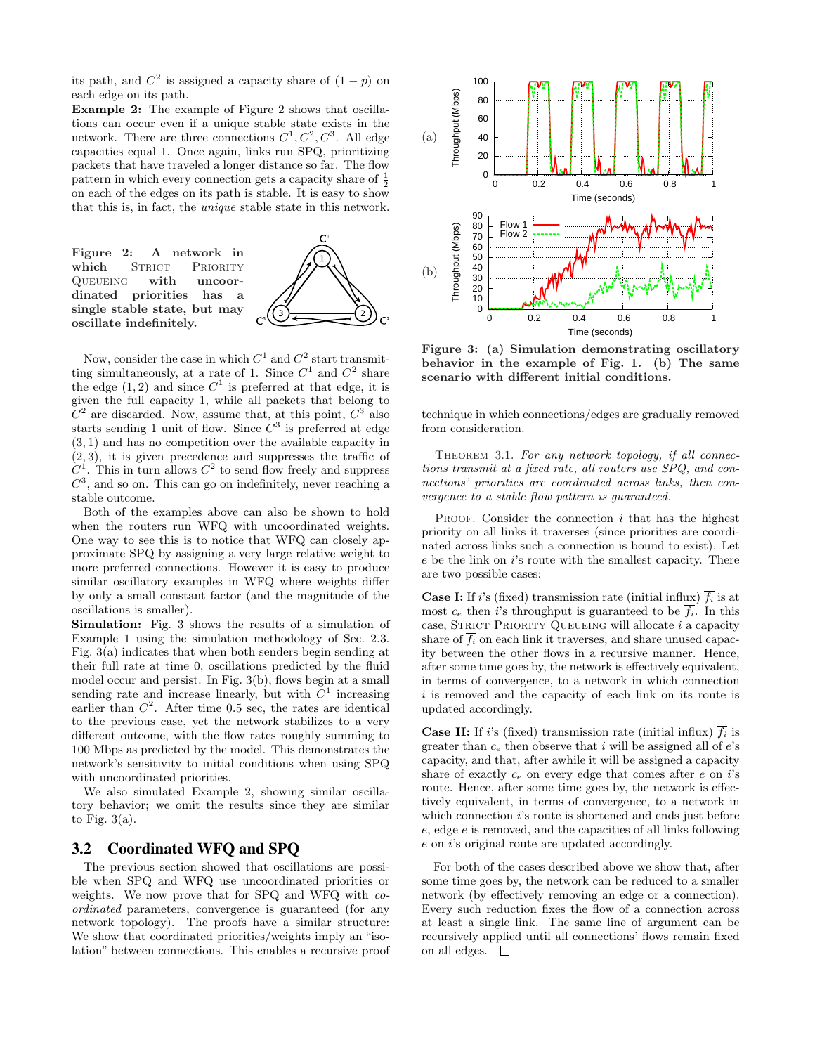its path, and $C^2$ is assigned a capacity share of $(1-p)$ on each edge on its path.

**Example 2:** The example of Figure 2 shows that oscillations can occur even if a unique stable state exists in the network. There are three connections $C^1, C^2, C^3$. All edge capacities equal 1. Once again, links run SPQ, prioritizing packets that have traveled a longer distance so far. The flow pattern in which every connection gets a capacity share of $\frac{1}{2}$ on each of the edges on its path is stable. It is easy to show that this is, in fact, the *unique* stable state in this network.

**Figure 2: A network in which Strict Priority Queueing with uncoordinated priorities has a single stable state, but may oscillate indefinitely.**

Now, consider the case in which $C^1$ and $C^2$ start transmitting simultaneously, at a rate of 1. Since $C^1$ and $C^2$ share the edge $(1,2)$ and since $C^1$ is preferred at that edge, it is given the full capacity 1, while all packets that belong to $C^2$ are discarded. Now, assume that, at this point, $C^3$ also starts sending 1 unit of flow. Since $C^3$ is preferred at edge $(3,1)$ and has no competition over the available capacity in $(2,3)$, it is given precedence and suppresses the traffic of $C^1$. This in turn allows $C^2$ to send flow freely and suppress $C^3$, and so on. This can go on indefinitely, never reaching a stable outcome.

Both of the examples above can also be shown to hold when the routers run WFQ with uncoordinated weights. One way to see this is to notice that WFQ can closely approximate SPQ by assigning a very large relative weight to more preferred connections. However it is easy to produce similar oscillatory examples in WFQ where weights differ by only a small constant factor (and the magnitude of the oscillations is smaller).

**Simulation:** Fig. 3 shows the results of a simulation of Example 1 using the simulation methodology of Sec. 2.3. Fig. 3(a) indicates that when both senders begin sending at their full rate at time 0, oscillations predicted by the fluid model occur and persist. In Fig. 3(b), flows begin at a small sending rate and increase linearly, but with $C^1$ increasing earlier than $C^2$. After time 0.5 sec, the rates are identical to the previous case, yet the network stabilizes to a very different outcome, with the flow rates roughly summing to 100 Mbps as predicted by the model. This demonstrates the network's sensitivity to initial conditions when using SPQ with uncoordinated priorities.

We also simulated Example 2, showing similar oscillatory behavior; we omit the results since they are similar to Fig. 3(a).

**Figure 3: (a) Simulation demonstrating oscillatory behavior in the example of Fig. 1. (b) The same scenario with different initial conditions.**

## 3.2 Coordinated WFQ and SPQ

The previous section showed that oscillations are possible when SPQ and WFQ use uncoordinated priorities or weights. We now prove that for SPQ and WFQ with *coordinated* parameters, convergence is guaranteed (for any network topology). The proofs have a similar structure: We show that coordinated priorities/weights imply an "isolation" between connections. This enables a recursive proof technique in which connections/edges are gradually removed from consideration.

Theorem 3.1. *For any network topology, if all connections transmit at a fixed rate, all routers use SPQ, and connections' priorities are coordinated across links, then convergence to a stable flow pattern is guaranteed.*

Proof. Consider the connection $i$ that has the highest priority on all links it traverses (since priorities are coordinated across links such a connection is bound to exist). Let $e$ be the link on $i$'s route with the smallest capacity. There are two possible cases:

**Case I:** If $i$'s (fixed) transmission rate (initial influx) $\overline{f_i}$ is at most $c_e$ then $i$'s throughput is guaranteed to be $\overline{f_i}$. In this case, Strict Priority Queueing will allocate $i$ a capacity share of $\overline{f_i}$ on each link it traverses, and share unused capacity between the other flows in a recursive manner. Hence, after some time goes by, the network is effectively equivalent, in terms of convergence, to a network in which connection $i$ is removed and the capacity of each link on its route is updated accordingly.

**Case II:** If $i$'s (fixed) transmission rate (initial influx) $\overline{f_i}$ is greater than $c_e$ then observe that $i$ will be assigned all of $e$'s capacity, and that, after awhile it will be assigned a capacity share of exactly $c_e$ on every edge that comes after $e$ on $i$'s route. Hence, after some time goes by, the network is effectively equivalent, in terms of convergence, to a network in which connection $i$'s route is shortened and ends just before $e$, edge $e$ is removed, and the capacities of all links following $e$ on $i$'s original route are updated accordingly.

For both of the cases described above we show that, after some time goes by, the network can be reduced to a smaller network (by effectively removing an edge or a connection). Every such reduction fixes the flow of a connection across at least a single link. The same line of argument can be recursively applied until all connections' flows remain fixed on all edges. □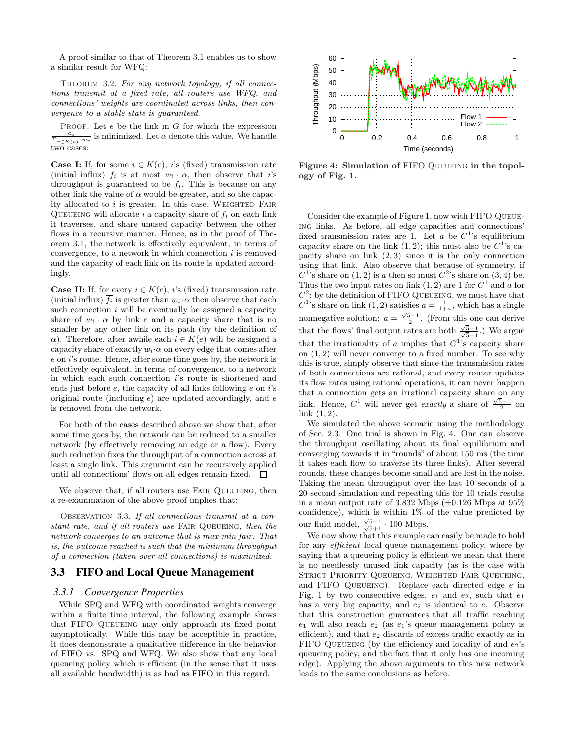A proof similar to that of Theorem 3.1 enables us to show a similar result for WFQ:

THEOREM 3.2. *For any network topology, if all connections transmit at a fixed rate, all routers use WFQ, and connections' weights are coordinated across links, then convergence to a stable state is guaranteed.*

PROOF. Let $e$ be the link in $G$ for which the expression $\frac{c_e}{\sum_{r \in K(e)} w_r}$ is minimized. Let $\alpha$ denote this value. We handle two cases:

**Case I:** If, for <u>some</u> $i \in K(e)$, $i$'s (fixed) transmission rate (initial influx) $\overline{f_i}$ is at most $w_i \cdot \alpha$, then observe that $i$'s throughput is guaranteed to be $\overline{f_i}$. This is because on any other link the value of $\alpha$ would be greater, and so the capacity allocated to $i$ is greater. In this case, WEIGHTED FAIR QUEUEING will allocate $i$ a capacity share of $\overline{f_i}$ on each link it traverses, and share unused capacity between the other flows in a recursive manner. Hence, as in the proof of Theorem 3.1, the network is effectively equivalent, in terms of convergence, to a network in which connection $i$ is removed and the capacity of each link on its route is updated accordingly.

**Case II:** If, for <u>every</u> $i \in K(e)$, $i$'s (fixed) transmission rate (initial influx) $\overline{f_i}$ is greater than $w_i \cdot \alpha$ then observe that each such connection $i$ will be eventually be assigned a capacity share of $w_i \cdot \alpha$ by link $e$ and a capacity share that is no smaller by any other link on its path (by the definition of $\alpha$). Therefore, after awhile each $i \in K(e)$ will be assigned a capacity share of exactly $w_i \cdot \alpha$ on every edge that comes after $e$ on $i$'s route. Hence, after some time goes by, the network is effectively equivalent, in terms of convergence, to a network in which each such connection $i$'s route is shortened and ends just before $e$, the capacity of all links following $e$ on $i$'s original route (including $e$) are updated accordingly, and $e$ is removed from the network.

For both of the cases described above we show that, after some time goes by, the network can be reduced to a smaller network (by effectively removing an edge or a flow). Every such reduction fixes the throughput of a connection across at least a single link. This argument can be recursively applied until all connections' flows on all edges remain fixed. □

We observe that, if all routers use FAIR QUEUEING, then a re-examination of the above proof implies that:

OBSERVATION 3.3. *If all connections transmit at a constant rate, and if all routers use* FAIR QUEUEING, *then the network converges to an outcome that is max-min fair. That is, the outcome reached is such that the minimum throughput of a connection (taken over all connections) is maximized.*

## 3.3 FIFO and Local Queue Management

### 3.3.1 Convergence Properties

While SPQ and WFQ with coordinated weights converge within a finite time interval, the following example shows that FIFO QUEUEING may only approach its fixed point asymptotically. While this may be acceptible in practice, it does demonstrate a qualitative difference in the behavior of FIFO vs. SPQ and WFQ. We also show that any local queueing policy which is efficient (in the sense that it uses all available bandwidth) is as bad as FIFO in this regard.

**Figure 4: Simulation of** FIFO QUEUEING **in the topology of Fig. 1.**

Consider the example of Figure 1, now with FIFO QUEUEING links. As before, all edge capacities and connections' fixed transmission rates are 1. Let $a$ be $C^1$'s equilibrium capacity share on the link $(1,2)$; this must also be $C^1$'s capacity share on link $(2,3)$ since it is the only connection using that link. Also observe that because of symmetry, if $C^1$'s share on $(1,2)$ is $a$ then so must $C^2$'s share on $(3,4)$ be. Thus the two input rates on link $(1,2)$ are 1 for $C^1$ and $a$ for $C^2$; by the definition of FIFO QUEUEING, we must have that $C^1$'s share on link $(1,2)$ satisfies $a = \frac{1}{1+a}$, which has a single nonnegative solution: $a = \frac{\sqrt{5}-1}{2}$. (From this one can derive that the flows' final output rates are both $\frac{\sqrt{5}-1}{\sqrt{5}+1}$.) We argue that the irrationality of $a$ implies that $C^1$'s capacity share on $(1,2)$ will never converge to a fixed number. To see why this is true, simply observe that since the transmission rates of both connections are rational, and every router updates its flow rates using rational operations, it can never happen that a connection gets an irrational capacity share on any link. Hence, $C^1$ will never get *exactly* a share of $\frac{\sqrt{5}-1}{2}$ on link $(1,2)$.

We simulated the above scenario using the methodology of Sec. 2.3. One trial is shown in Fig. 4. One can observe the throughput oscillating about its final equilibrium and converging towards it in "rounds" of about 150 ms (the time it takes each flow to traverse its three links). After several rounds, these changes become small and are lost in the noise. Taking the mean throughput over the last 10 seconds of a 20-second simulation and repeating this for 10 trials results in a mean output rate of 3.832 Mbps ($\pm$0.126 Mbps at 95% confidence), which is within 1% of the value predicted by our fluid model, $\frac{\sqrt{5}-1}{\sqrt{5}+1} \cdot 100$ Mbps.

We now show that this example can easily be made to hold for any *efficient* local queue management policy, where by saying that a queueing policy is efficient we mean that there is no needlessly unused link capacity (as is the case with STRICT PRIORITY QUEUEING, WEIGHTED FAIR QUEUEING, and FIFO QUEUEING). Replace each directed edge $e$ in Fig. 1 by two consecutive edges, $e_1$ and $e_2$, such that $e_1$ has a very big capacity, and $e_2$ is identical to $e$. Observe that this construction guarantees that all traffic reaching $e_1$ will also reach $e_2$ (as $e_1$'s queue management policy is efficient), and that $e_2$ discards of excess traffic exactly as in FIFO QUEUEING (by the efficiency and locality of and $e_2$'s queueing policy, and the fact that it only has one incoming edge). Applying the above arguments to this new network leads to the same conclusions as before.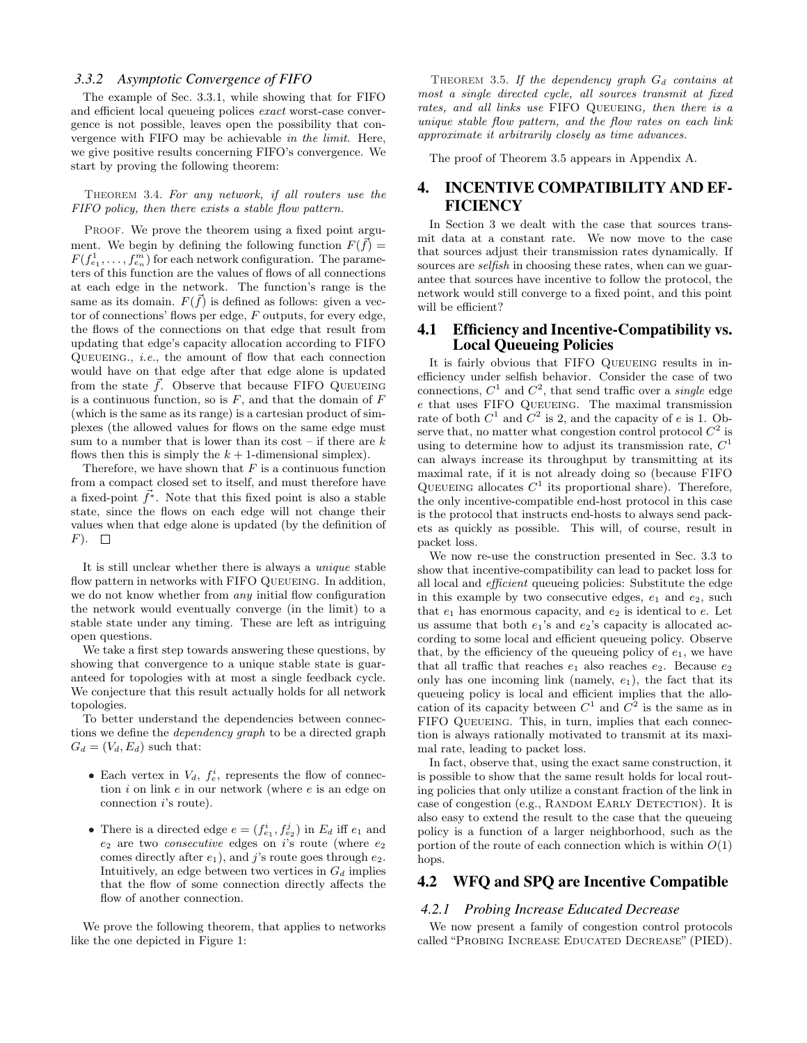### 3.3.2 Asymptotic Convergence of FIFO

The example of Sec. 3.3.1, while showing that for FIFO and efficient local queueing polices *exact* worst-case convergence is not possible, leaves open the possibility that convergence with FIFO may be achievable *in the limit.* Here, we give positive results concerning FIFO's convergence. We start by proving the following theorem:

THEOREM 3.4. *For any network, if all routers use the FIFO policy, then there exists a stable flow pattern.*

PROOF. We prove the theorem using a fixed point argument. We begin by defining the following function $F(\vec{f}) = F(f^1_{e_1}, \ldots, f^m_{e_n})$ for each network configuration. The parameters of this function are the values of flows of all connections at each edge in the network. The function's range is the same as its domain. $F(\vec{f})$ is defined as follows: given a vector of connections' flows per edge, $F$ outputs, for every edge, the flows of the connections on that edge that result from updating that edge's capacity allocation according to FIFO QUEUEING., *i.e.*, the amount of flow that each connection would have on that edge after that edge alone is updated from the state $\vec{f}$. Observe that because FIFO QUEUEING is a continuous function, so is $F$, and that the domain of $F$ (which is the same as its range) is a cartesian product of simplexes (the allowed values for flows on the same edge must sum to a number that is lower than its cost – if there are $k$ flows then this is simply the $k+1$-dimensional simplex).

Therefore, we have shown that $F$ is a continuous function from a compact closed set to itself, and must therefore have a fixed-point $\vec{f^*}$. Note that this fixed point is also a stable state, since the flows on each edge will not change their values when that edge alone is updated (by the definition of $F$). □

It is still unclear whether there is always a *unique* stable flow pattern in networks with FIFO QUEUEING. In addition, we do not know whether from *any* initial flow configuration the network would eventually converge (in the limit) to a stable state under any timing. These are left as intriguing open questions.

We take a first step towards answering these questions, by showing that convergence to a unique stable state is guaranteed for topologies with at most a single feedback cycle. We conjecture that this result actually holds for all network topologies.

To better understand the dependencies between connections we define the *dependency graph* to be a directed graph $G_d = (V_d, E_d)$ such that:

- Each vertex in $V_d$, $f^i_e$, represents the flow of connection $i$ on link $e$ in our network (where $e$ is an edge on connection $i$'s route).
- There is a directed edge $e = (f^i_{e_1}, f^j_{e_2})$ in $E_d$ iff $e_1$ and $e_2$ are two *consecutive* edges on $i$'s route (where $e_2$ comes directly after $e_1$), and $j$'s route goes through $e_2$. Intuitively, an edge between two vertices in $G_d$ implies that the flow of some connection directly affects the flow of another connection.

We prove the following theorem, that applies to networks like the one depicted in Figure 1:

THEOREM 3.5. *If the dependency graph $G_d$ contains at most a single directed cycle, all sources transmit at fixed rates, and all links use* FIFO QUEUEING*, then there is a unique stable flow pattern, and the flow rates on each link approximate it arbitrarily closely as time advances.*

The proof of Theorem 3.5 appears in Appendix A.

## 4. INCENTIVE COMPATIBILITY AND EFFICIENCY

In Section 3 we dealt with the case that sources transmit data at a constant rate. We now move to the case that sources adjust their transmission rates dynamically. If sources are *selfish* in choosing these rates, when can we guarantee that sources have incentive to follow the protocol, the network would still converge to a fixed point, and this point will be efficient?

### 4.1 Efficiency and Incentive-Compatibility vs. Local Queueing Policies

It is fairly obvious that FIFO QUEUEING results in inefficiency under selfish behavior. Consider the case of two connections, $C^1$ and $C^2$, that send traffic over a *single* edge $e$ that uses FIFO QUEUEING. The maximal transmission rate of both $C^1$ and $C^2$ is 2, and the capacity of $e$ is 1. Observe that, no matter what congestion control protocol $C^2$ is using to determine how to adjust its transmission rate, $C^1$ can always increase its throughput by transmitting at its maximal rate, if it is not already doing so (because FIFO QUEUEING allocates $C^1$ its proportional share). Therefore, the only incentive-compatible end-host protocol in this case is the protocol that instructs end-hosts to always send packets as quickly as possible. This will, of course, result in packet loss.

We now re-use the construction presented in Sec. 3.3 to show that incentive-compatibility can lead to packet loss for all local and *efficient* queueing policies: Substitute the edge in this example by two consecutive edges, $e_1$ and $e_2$, such that $e_1$ has enormous capacity, and $e_2$ is identical to $e$. Let us assume that both $e_1$'s and $e_2$'s capacity is allocated according to some local and efficient queueing policy. Observe that, by the efficiency of the queueing policy of $e_1$, we have that all traffic that reaches $e_1$ also reaches $e_2$. Because $e_2$ only has one incoming link (namely, $e_1$), the fact that its queueing policy is local and efficient implies that the allocation of its capacity between $C^1$ and $C^2$ is the same as in FIFO QUEUEING. This, in turn, implies that each connection is always rationally motivated to transmit at its maximal rate, leading to packet loss.

In fact, observe that, using the exact same construction, it is possible to show that the same result holds for local routing policies that only utilize a constant fraction of the link in case of congestion (e.g., RANDOM EARLY DETECTION). It is also easy to extend the result to the case that the queueing policy is a function of a larger neighborhood, such as the portion of the route of each connection which is within $O(1)$ hops.

### 4.2 WFQ and SPQ are Incentive Compatible

#### 4.2.1 Probing Increase Educated Decrease

We now present a family of congestion control protocols called "PROBING INCREASE EDUCATED DECREASE" (PIED).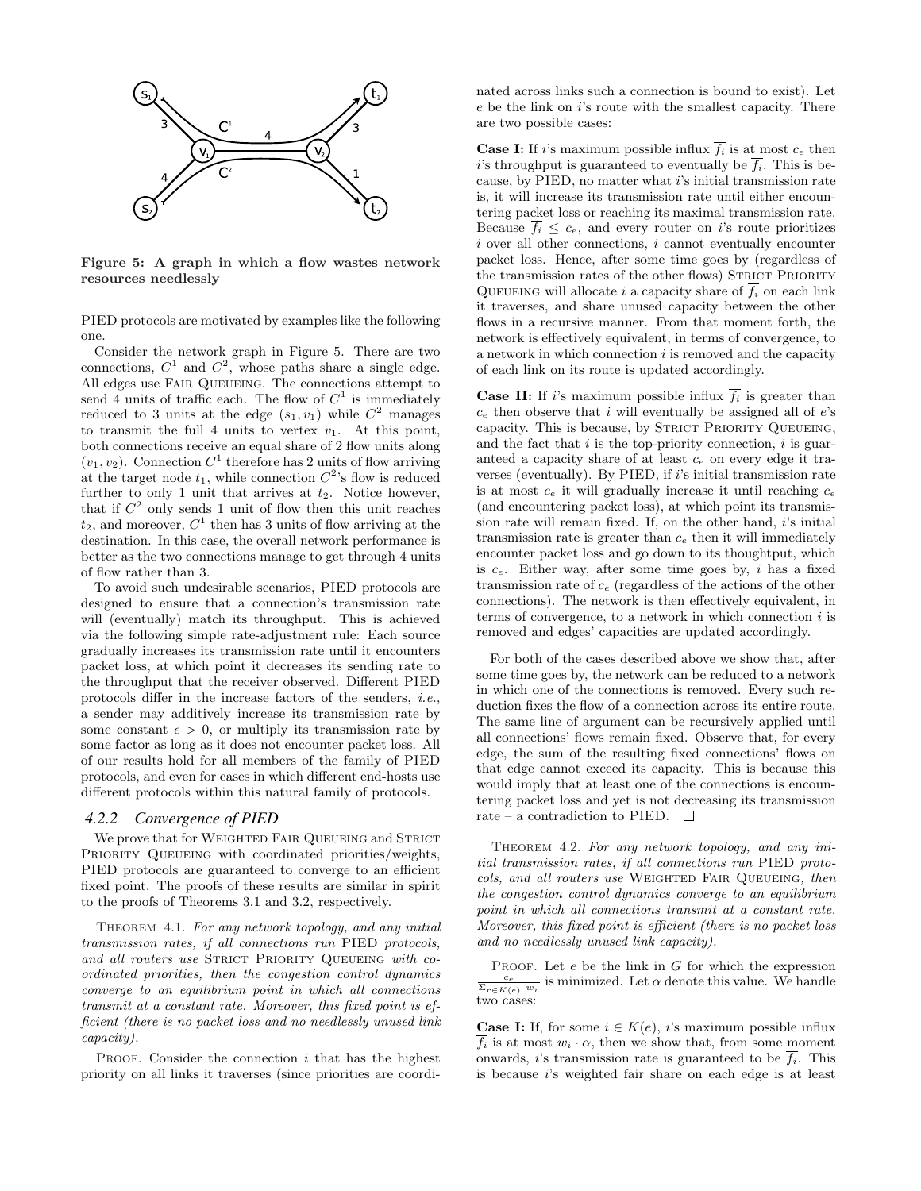**Figure 5: A graph in which a flow wastes network resources needlessly**

PIED protocols are motivated by examples like the following one.

Consider the network graph in Figure 5. There are two connections, $C^1$ and $C^2$, whose paths share a single edge. All edges use FAIR QUEUEING. The connections attempt to send 4 units of traffic each. The flow of $C^1$ is immediately reduced to 3 units at the edge $(s_1, v_1)$ while $C^2$ manages to transmit the full 4 units to vertex $v_1$. At this point, both connections receive an equal share of 2 flow units along $(v_1, v_2)$. Connection $C^1$ therefore has 2 units of flow arriving at the target node $t_1$, while connection $C^2$'s flow is reduced further to only 1 unit that arrives at $t_2$. Notice however, that if $C^2$ only sends 1 unit of flow then this unit reaches $t_2$, and moreover, $C^1$ then has 3 units of flow arriving at the destination. In this case, the overall network performance is better as the two connections manage to get through 4 units of flow rather than 3.

To avoid such undesirable scenarios, PIED protocols are designed to ensure that a connection's transmission rate will (eventually) match its throughput. This is achieved via the following simple rate-adjustment rule: Each source gradually increases its transmission rate until it encounters packet loss, at which point it decreases its sending rate to the throughput that the receiver observed. Different PIED protocols differ in the increase factors of the senders, *i.e.*, a sender may additively increase its transmission rate by some constant $\epsilon > 0$, or multiply its transmission rate by some factor as long as it does not encounter packet loss. All of our results hold for all members of the family of PIED protocols, and even for cases in which different end-hosts use different protocols within this natural family of protocols.

### 4.2.2 Convergence of PIED

We prove that for WEIGHTED FAIR QUEUEING and STRICT PRIORITY QUEUEING with coordinated priorities/weights, PIED protocols are guaranteed to converge to an efficient fixed point. The proofs of these results are similar in spirit to the proofs of Theorems 3.1 and 3.2, respectively.

THEOREM 4.1. *For any network topology, and any initial transmission rates, if all connections run* PIED *protocols, and all routers use* STRICT PRIORITY QUEUEING *with coordinated priorities, then the congestion control dynamics converge to an equilibrium point in which all connections transmit at a constant rate. Moreover, this fixed point is efficient (there is no packet loss and no needlessly unused link capacity).*

PROOF. Consider the connection $i$ that has the highest priority on all links it traverses (since priorities are coordinated across links such a connection is bound to exist). Let $e$ be the link on $i$'s route with the smallest capacity. There are two possible cases:

**Case I:** If $i$'s maximum possible influx $\overline{f_i}$ is at most $c_e$ then $i$'s throughput is guaranteed to eventually be $\overline{f_i}$. This is because, by PIED, no matter what $i$'s initial transmission rate is, it will increase its transmission rate until either encountering packet loss or reaching its maximal transmission rate. Because $\overline{f_i} \leq c_e$, and every router on $i$'s route prioritizes $i$ over all other connections, $i$ cannot eventually encounter packet loss. Hence, after some time goes by (regardless of the transmission rates of the other flows) STRICT PRIORITY QUEUEING will allocate $i$ a capacity share of $\overline{f_i}$ on each link it traverses, and share unused capacity between the other flows in a recursive manner. From that moment forth, the network is effectively equivalent, in terms of convergence, to a network in which connection $i$ is removed and the capacity of each link on its route is updated accordingly.

**Case II:** If $i$'s maximum possible influx $\overline{f_i}$ is greater than $c_e$ then observe that $i$ will eventually be assigned all of $e$'s capacity. This is because, by STRICT PRIORITY QUEUEING, and the fact that $i$ is the top-priority connection, $i$ is guaranteed a capacity share of at least $c_e$ on every edge it traverses (eventually). By PIED, if $i$'s initial transmission rate is at most $c_e$ it will gradually increase it until reaching $c_e$ (and encountering packet loss), at which point its transmission rate will remain fixed. If, on the other hand, $i$'s initial transmission rate is greater than $c_e$ then it will immediately encounter packet loss and go down to its thoughtput, which is $c_e$. Either way, after some time goes by, $i$ has a fixed transmission rate of $c_e$ (regardless of the actions of the other connections). The network is then effectively equivalent, in terms of convergence, to a network in which connection $i$ is removed and edges' capacities are updated accordingly.

For both of the cases described above we show that, after some time goes by, the network can be reduced to a network in which one of the connections is removed. Every such reduction fixes the flow of a connection across its entire route. The same line of argument can be recursively applied until all connections' flows remain fixed. Observe that, for every edge, the sum of the resulting fixed connections' flows on that edge cannot exceed its capacity. This is because this would imply that at least one of the connections is encountering packet loss and yet is not decreasing its transmission rate – a contradiction to PIED. □

THEOREM 4.2. *For any network topology, and any initial transmission rates, if all connections run* PIED *protocols, and all routers use* WEIGHTED FAIR QUEUEING, *then the congestion control dynamics converge to an equilibrium point in which all connections transmit at a constant rate. Moreover, this fixed point is efficient (there is no packet loss and no needlessly unused link capacity).*

PROOF. Let $e$ be the link in $G$ for which the expression $\frac{c_e}{\Sigma_{r \in K(e)} w_r}$ is minimized. Let $\alpha$ denote this value. We handle two cases:

**Case I:** If, for some $i \in K(e)$, $i$'s maximum possible influx $\overline{f_i}$ is at most $w_i \cdot \alpha$, then we show that, from some moment onwards, $i$'s transmission rate is guaranteed to be $\overline{f_i}$. This is because $i$'s weighted fair share on each edge is at least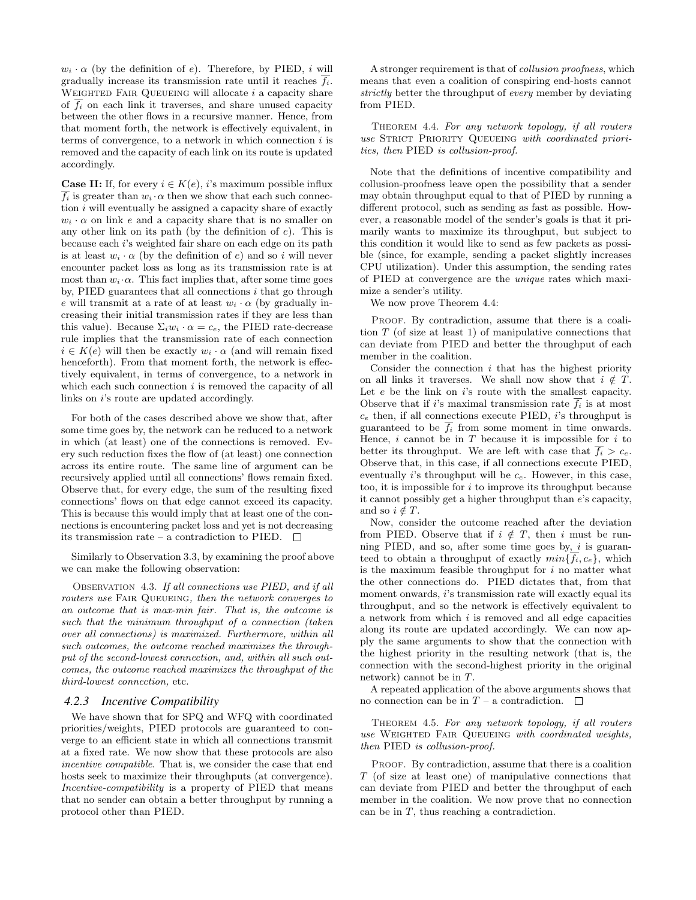$w_i \cdot \alpha$ (by the definition of $e$). Therefore, by PIED, $i$ will gradually increase its transmission rate until it reaches $\overline{f_i}$. WEIGHTED FAIR QUEUEING will allocate $i$ a capacity share of $\overline{f_i}$ on each link it traverses, and share unused capacity between the other flows in a recursive manner. Hence, from that moment forth, the network is effectively equivalent, in terms of convergence, to a network in which connection $i$ is removed and the capacity of each link on its route is updated accordingly.

**Case II:** If, for every $i \in K(e)$, $i$'s maximum possible influx $\overline{f_i}$ is greater than $w_i \cdot \alpha$ then we show that each such connection $i$ will eventually be assigned a capacity share of exactly $w_i \cdot \alpha$ on link $e$ and a capacity share that is no smaller on any other link on its path (by the definition of $e$). This is because each $i$'s weighted fair share on each edge on its path is at least $w_i \cdot \alpha$ (by the definition of $e$) and so $i$ will never encounter packet loss as long as its transmission rate is at most than $w_i \cdot \alpha$. This fact implies that, after some time goes by, PIED guarantees that all connections $i$ that go through $e$ will transmit at a rate of at least $w_i \cdot \alpha$ (by gradually increasing their initial transmission rates if they are less than this value). Because $\Sigma_i w_i \cdot \alpha = c_e$, the PIED rate-decrease rule implies that the transmission rate of each connection $i \in K(e)$ will then be exactly $w_i \cdot \alpha$ (and will remain fixed henceforth). From that moment forth, the network is effectively equivalent, in terms of convergence, to a network in which each such connection $i$ is removed the capacity of all links on $i$'s route are updated accordingly.

For both of the cases described above we show that, after some time goes by, the network can be reduced to a network in which (at least) one of the connections is removed. Every such reduction fixes the flow of (at least) one connection across its entire route. The same line of argument can be recursively applied until all connections' flows remain fixed. Observe that, for every edge, the sum of the resulting fixed connections' flows on that edge cannot exceed its capacity. This is because this would imply that at least one of the connections is encountering packet loss and yet is not decreasing its transmission rate – a contradiction to PIED. □

Similarly to Observation 3.3, by examining the proof above we can make the following observation:

OBSERVATION 4.3. *If all connections use PIED, and if all routers use* FAIR QUEUEING*, then the network converges to an outcome that is max-min fair. That is, the outcome is such that the minimum throughput of a connection (taken over all connections) is maximized. Furthermore, within all such outcomes, the outcome reached maximizes the throughput of the second-lowest connection, and, within all such outcomes, the outcome reached maximizes the throughput of the third-lowest connection,* etc.

### 4.2.3 Incentive Compatibility

We have shown that for SPQ and WFQ with coordinated priorities/weights, PIED protocols are guaranteed to converge to an efficient state in which all connections transmit at a fixed rate. We now show that these protocols are also *incentive compatible*. That is, we consider the case that end hosts seek to maximize their throughputs (at convergence). *Incentive-compatibility* is a property of PIED that means that no sender can obtain a better throughput by running a protocol other than PIED.

A stronger requirement is that of *collusion proofness*, which means that even a coalition of conspiring end-hosts cannot *strictly* better the throughput of *every* member by deviating from PIED.

THEOREM 4.4. *For any network topology, if all routers use* STRICT PRIORITY QUEUEING *with coordinated priorities, then* PIED *is collusion-proof.*

Note that the definitions of incentive compatibility and collusion-proofness leave open the possibility that a sender may obtain throughput equal to that of PIED by running a different protocol, such as sending as fast as possible. However, a reasonable model of the sender's goals is that it primarily wants to maximize its throughput, but subject to this condition it would like to send as few packets as possible (since, for example, sending a packet slightly increases CPU utilization). Under this assumption, the sending rates of PIED at convergence are the *unique* rates which maximize a sender's utility.

We now prove Theorem 4.4:

PROOF. By contradiction, assume that there is a coalition $T$ (of size at least 1) of manipulative connections that can deviate from PIED and better the throughput of each member in the coalition.

Consider the connection $i$ that has the highest priority on all links it traverses. We shall now show that $i \notin T$. Let $e$ be the link on $i$'s route with the smallest capacity. Observe that if $i$'s maximal transmission rate $\overline{f_i}$ is at most $c_e$ then, if all connections execute PIED, $i$'s throughput is guaranteed to be $\overline{f_i}$ from some moment in time onwards. Hence, $i$ cannot be in $T$ because it is impossible for $i$ to better its throughput. We are left with case that $\overline{f_i} > c_e$. Observe that, in this case, if all connections execute PIED, eventually $i$'s throughput will be $c_e$. However, in this case, too, it is impossible for $i$ to improve its throughput because it cannot possibly get a higher throughput than $e$'s capacity, and so $i \notin T$.

Now, consider the outcome reached after the deviation from PIED. Observe that if $i \notin T$, then $i$ must be running PIED, and so, after some time goes by, $i$ is guaranteed to obtain a throughput of exactly $min\{\overline{f_i}, c_e\}$, which is the maximum feasible throughput for $i$ no matter what the other connections do. PIED dictates that, from that moment onwards, $i$'s transmission rate will exactly equal its throughput, and so the network is effectively equivalent to a network from which $i$ is removed and all edge capacities along its route are updated accordingly. We can now apply the same arguments to show that the connection with the highest priority in the resulting network (that is, the connection with the second-highest priority in the original network) cannot be in $T$.

A repeated application of the above arguments shows that no connection can be in $T$ – a contradiction. □

THEOREM 4.5. *For any network topology, if all routers use* WEIGHTED FAIR QUEUEING *with coordinated weights, then* PIED *is collusion-proof.*

PROOF. By contradiction, assume that there is a coalition $T$ (of size at least one) of manipulative connections that can deviate from PIED and better the throughput of each member in the coalition. We now prove that no connection can be in $T$, thus reaching a contradiction.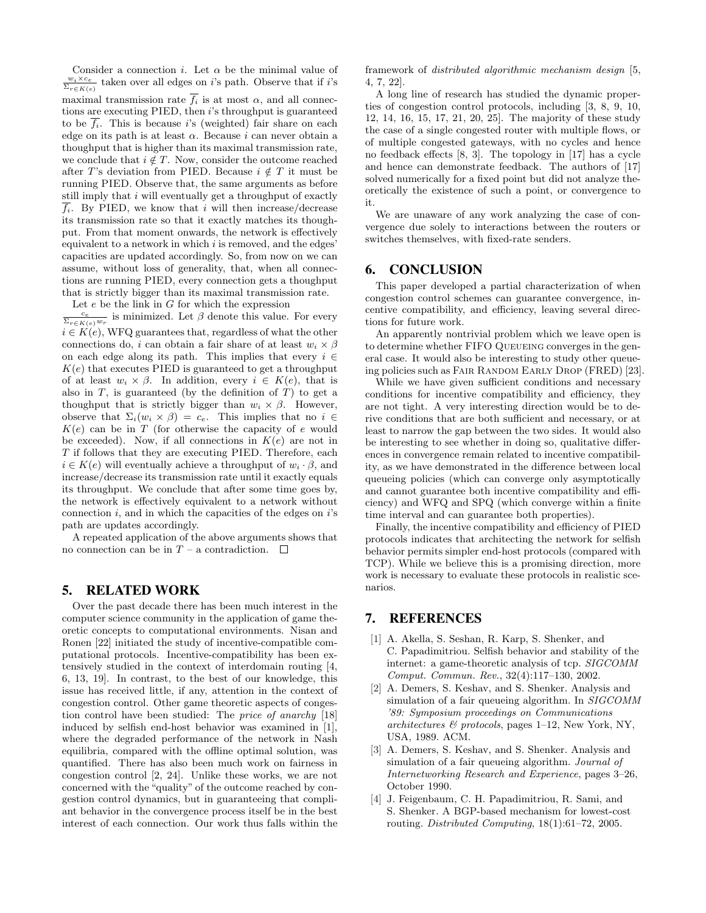Consider a connection $i$. Let $\alpha$ be the minimal value of $\frac{w_i \times c_e}{\Sigma_{r \in K(e)}}$ taken over all edges on $i$'s path. Observe that if $i$'s maximal transmission rate $\overline{f_i}$ is at most $\alpha$, and all connections are executing PIED, then $i$'s throughput is guaranteed to be $\overline{f_i}$. This is because $i$'s (weighted) fair share on each edge on its path is at least $\alpha$. Because $i$ can never obtain a thoughput that is higher than its maximal transmission rate, we conclude that $i \notin T$. Now, consider the outcome reached after $T$'s deviation from PIED. Because $i \notin T$ it must be running PIED. Observe that, the same arguments as before still imply that $i$ will eventually get a throughput of exactly $\overline{f_i}$. By PIED, we know that $i$ will then increase/decrease its transmission rate so that it exactly matches its thoughput. From that moment onwards, the network is effectively equivalent to a network in which $i$ is removed, and the edges' capacities are updated accordingly. So, from now on we can assume, without loss of generality, that, when all connections are running PIED, every connection gets a thoughput that is strictly bigger than its maximal transmission rate.

Let $e$ be the link in $G$ for which the expression $\frac{c_e}{\Sigma_{r \in K(e)} w_r}$ is minimized. Let $\beta$ denote this value. For every $i \in K(e)$, WFQ guarantees that, regardless of what the other connections do, $i$ can obtain a fair share of at least $w_i \times \beta$ on each edge along its path. This implies that every $i \in K(e)$ that executes PIED is guaranteed to get a throughput of at least $w_i \times \beta$. In addition, every $i \in K(e)$, that is also in $T$, is guaranteed (by the definition of $T$) to get a thoughput that is strictly bigger than $w_i \times \beta$. However, observe that $\Sigma_i(w_i \times \beta) = c_e$. This implies that no $i \in K(e)$ can be in $T$ (for otherwise the capacity of $e$ would be exceeded). Now, if all connections in $K(e)$ are not in $T$ if follows that they are executing PIED. Therefore, each $i \in K(e)$ will eventually achieve a throughput of $w_i \cdot \beta$, and increase/decrease its transmission rate until it exactly equals its throughput. We conclude that after some time goes by, the network is effectively equivalent to a network without connection $i$, and in which the capacities of the edges on $i$'s path are updates accordingly.

A repeated application of the above arguments shows that no connection can be in $T$ – a contradiction. □

## 5. RELATED WORK

Over the past decade there has been much interest in the computer science community in the application of game theoretic concepts to computational environments. Nisan and Ronen [22] initiated the study of incentive-compatible computational protocols. Incentive-compatibility has been extensively studied in the context of interdomain routing [4, 6, 13, 19]. In contrast, to the best of our knowledge, this issue has received little, if any, attention in the context of congestion control. Other game theoretic aspects of congestion control have been studied: The *price of anarchy* [18] induced by selfish end-host behavior was examined in [1], where the degraded performance of the network in Nash equilibria, compared with the offline optimal solution, was quantified. There has also been much work on fairness in congestion control [2, 24]. Unlike these works, we are not concerned with the "quality" of the outcome reached by congestion control dynamics, but in guaranteeing that compliant behavior in the convergence process itself be in the best interest of each connection. Our work thus falls within the framework of *distributed algorithmic mechanism design* [5, 4, 7, 22].

A long line of research has studied the dynamic properties of congestion control protocols, including [3, 8, 9, 10, 12, 14, 16, 15, 17, 21, 20, 25]. The majority of these study the case of a single congested router with multiple flows, or of multiple congested gateways, with no cycles and hence no feedback effects [8, 3]. The topology in [17] has a cycle and hence can demonstrate feedback. The authors of [17] solved numerically for a fixed point but did not analyze theoretically the existence of such a point, or convergence to it.

We are unaware of any work analyzing the case of convergence due solely to interactions between the routers or switches themselves, with fixed-rate senders.

## 6. CONCLUSION

This paper developed a partial characterization of when congestion control schemes can guarantee convergence, incentive compatibility, and efficiency, leaving several directions for future work.

An apparently nontrivial problem which we leave open is to determine whether FIFO QUEUEING converges in the general case. It would also be interesting to study other queueing policies such as FAIR RANDOM EARLY DROP (FRED) [23].

While we have given sufficient conditions and necessary conditions for incentive compatibility and efficiency, they are not tight. A very interesting direction would be to derive conditions that are both sufficient and necessary, or at least to narrow the gap between the two sides. It would also be interesting to see whether in doing so, qualitative differences in convergence remain related to incentive compatibility, as we have demonstrated in the difference between local queueing policies (which can converge only asymptotically and cannot guarantee both incentive compatibility and efficiency) and WFQ and SPQ (which converge within a finite time interval and can guarantee both properties).

Finally, the incentive compatibility and efficiency of PIED protocols indicates that architecting the network for selfish behavior permits simpler end-host protocols (compared with TCP). While we believe this is a promising direction, more work is necessary to evaluate these protocols in realistic scenarios.

## 7. REFERENCES

[1] A. Akella, S. Seshan, R. Karp, S. Shenker, and C. Papadimitriou. Selfish behavior and stability of the internet: a game-theoretic analysis of tcp. *SIGCOMM Comput. Commun. Rev.*, 32(4):117–130, 2002.

[2] A. Demers, S. Keshav, and S. Shenker. Analysis and simulation of a fair queueing algorithm. In *SIGCOMM '89: Symposium proceedings on Communications architectures & protocols*, pages 1–12, New York, NY, USA, 1989. ACM.

[3] A. Demers, S. Keshav, and S. Shenker. Analysis and simulation of a fair queueing algorithm. *Journal of Internetworking Research and Experience*, pages 3–26, October 1990.

[4] J. Feigenbaum, C. H. Papadimitriou, R. Sami, and S. Shenker. A BGP-based mechanism for lowest-cost routing. *Distributed Computing*, 18(1):61–72, 2005.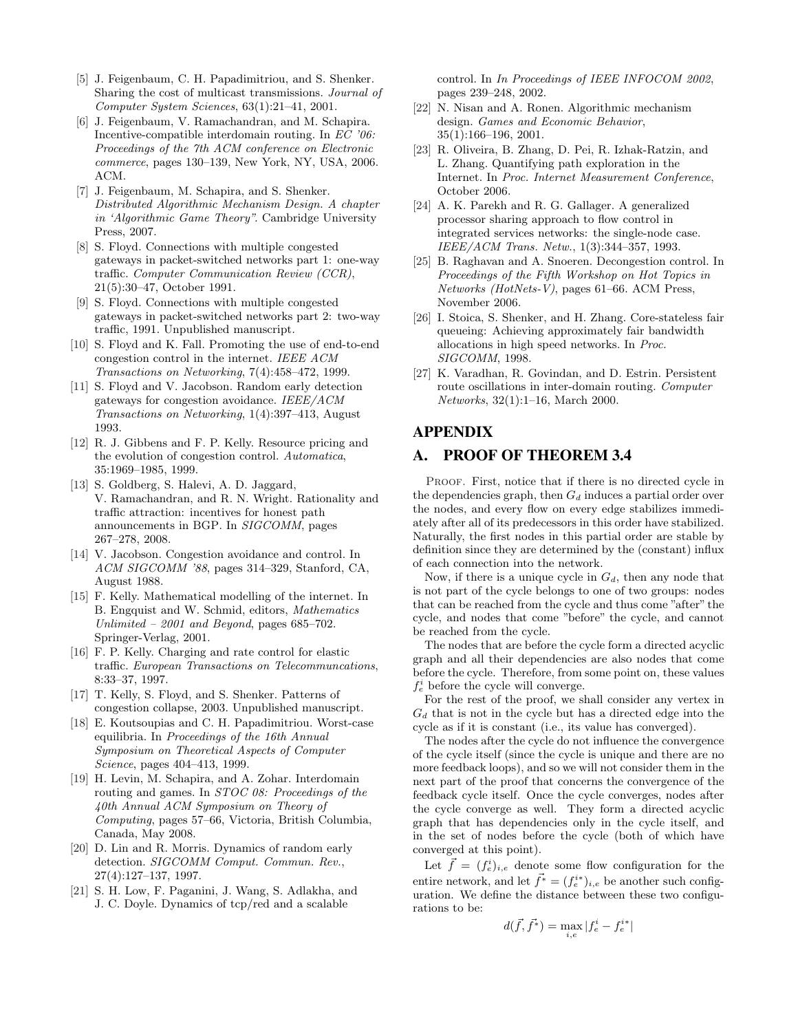[5] J. Feigenbaum, C. H. Papadimitriou, and S. Shenker. Sharing the cost of multicast transmissions. *Journal of Computer System Sciences*, 63(1):21–41, 2001.

[6] J. Feigenbaum, V. Ramachandran, and M. Schapira. Incentive-compatible interdomain routing. In *EC '06: Proceedings of the 7th ACM conference on Electronic commerce*, pages 130–139, New York, NY, USA, 2006. ACM.

[7] J. Feigenbaum, M. Schapira, and S. Shenker. *Distributed Algorithmic Mechanism Design. A chapter in 'Algorithmic Game Theory"*. Cambridge University Press, 2007.

[8] S. Floyd. Connections with multiple congested gateways in packet-switched networks part 1: one-way traffic. *Computer Communication Review (CCR)*, 21(5):30–47, October 1991.

[9] S. Floyd. Connections with multiple congested gateways in packet-switched networks part 2: two-way traffic, 1991. Unpublished manuscript.

[10] S. Floyd and K. Fall. Promoting the use of end-to-end congestion control in the internet. *IEEE ACM Transactions on Networking*, 7(4):458–472, 1999.

[11] S. Floyd and V. Jacobson. Random early detection gateways for congestion avoidance. *IEEE/ACM Transactions on Networking*, 1(4):397–413, August 1993.

[12] R. J. Gibbens and F. P. Kelly. Resource pricing and the evolution of congestion control. *Automatica*, 35:1969–1985, 1999.

[13] S. Goldberg, S. Halevi, A. D. Jaggard, V. Ramachandran, and R. N. Wright. Rationality and traffic attraction: incentives for honest path announcements in BGP. In *SIGCOMM*, pages 267–278, 2008.

[14] V. Jacobson. Congestion avoidance and control. In *ACM SIGCOMM '88*, pages 314–329, Stanford, CA, August 1988.

[15] F. Kelly. Mathematical modelling of the internet. In B. Engquist and W. Schmid, editors, *Mathematics Unlimited – 2001 and Beyond*, pages 685–702. Springer-Verlag, 2001.

[16] F. P. Kelly. Charging and rate control for elastic traffic. *European Transactions on Telecommuncations*, 8:33–37, 1997.

[17] T. Kelly, S. Floyd, and S. Shenker. Patterns of congestion collapse, 2003. Unpublished manuscript.

[18] E. Koutsoupias and C. H. Papadimitriou. Worst-case equilibria. In *Proceedings of the 16th Annual Symposium on Theoretical Aspects of Computer Science*, pages 404–413, 1999.

[19] H. Levin, M. Schapira, and A. Zohar. Interdomain routing and games. In *STOC 08: Proceedings of the 40th Annual ACM Symposium on Theory of Computing*, pages 57–66, Victoria, British Columbia, Canada, May 2008.

[20] D. Lin and R. Morris. Dynamics of random early detection. *SIGCOMM Comput. Commun. Rev.*, 27(4):127–137, 1997.

[21] S. H. Low, F. Paganini, J. Wang, S. Adlakha, and J. C. Doyle. Dynamics of tcp/red and a scalable control. In *In Proceedings of IEEE INFOCOM 2002*, pages 239–248, 2002.

[22] N. Nisan and A. Ronen. Algorithmic mechanism design. *Games and Economic Behavior*, 35(1):166–196, 2001.

[23] R. Oliveira, B. Zhang, D. Pei, R. Izhak-Ratzin, and L. Zhang. Quantifying path exploration in the Internet. In *Proc. Internet Measurement Conference*, October 2006.

[24] A. K. Parekh and R. G. Gallager. A generalized processor sharing approach to flow control in integrated services networks: the single-node case. *IEEE/ACM Trans. Netw.*, 1(3):344–357, 1993.

[25] B. Raghavan and A. Snoeren. Decongestion control. In *Proceedings of the Fifth Workshop on Hot Topics in Networks (HotNets-V)*, pages 61–66. ACM Press, November 2006.

[26] I. Stoica, S. Shenker, and H. Zhang. Core-stateless fair queueing: Achieving approximately fair bandwidth allocations in high speed networks. In *Proc. SIGCOMM*, 1998.

[27] K. Varadhan, R. Govindan, and D. Estrin. Persistent route oscillations in inter-domain routing. *Computer Networks*, 32(1):1–16, March 2000.

# APPENDIX

# A. PROOF OF THEOREM 3.4

Proof. First, notice that if there is no directed cycle in the dependencies graph, then $G_d$ induces a partial order over the nodes, and every flow on every edge stabilizes immediately after all of its predecessors in this order have stabilized. Naturally, the first nodes in this partial order are stable by definition since they are determined by the (constant) influx of each connection into the network.

Now, if there is a unique cycle in $G_d$, then any node that is not part of the cycle belongs to one of two groups: nodes that can be reached from the cycle and thus come "after" the cycle, and nodes that come "before" the cycle, and cannot be reached from the cycle.

The nodes that are before the cycle form a directed acyclic graph and all their dependencies are also nodes that come before the cycle. Therefore, from some point on, these values $f_e^i$ before the cycle will converge.

For the rest of the proof, we shall consider any vertex in $G_d$ that is not in the cycle but has a directed edge into the cycle as if it is constant (i.e., its value has converged).

The nodes after the cycle do not influence the convergence of the cycle itself (since the cycle is unique and there are no more feedback loops), and so we will not consider them in the next part of the proof that concerns the convergence of the feedback cycle itself. Once the cycle converges, nodes after the cycle converge as well. They form a directed acyclic graph that has dependencies only in the cycle itself, and in the set of nodes before the cycle (both of which have converged at this point).

Let $\vec{f} = (f_e^i)_{i,e}$ denote some flow configuration for the entire network, and let $\vec{f^*} = (f_e^{i*})_{i,e}$ be another such configuration. We define the distance between these two configurations to be:

$$d(\vec{f}, \vec{f^*}) = \max_{i,e} |f_e^i - f_e^{i*}|$$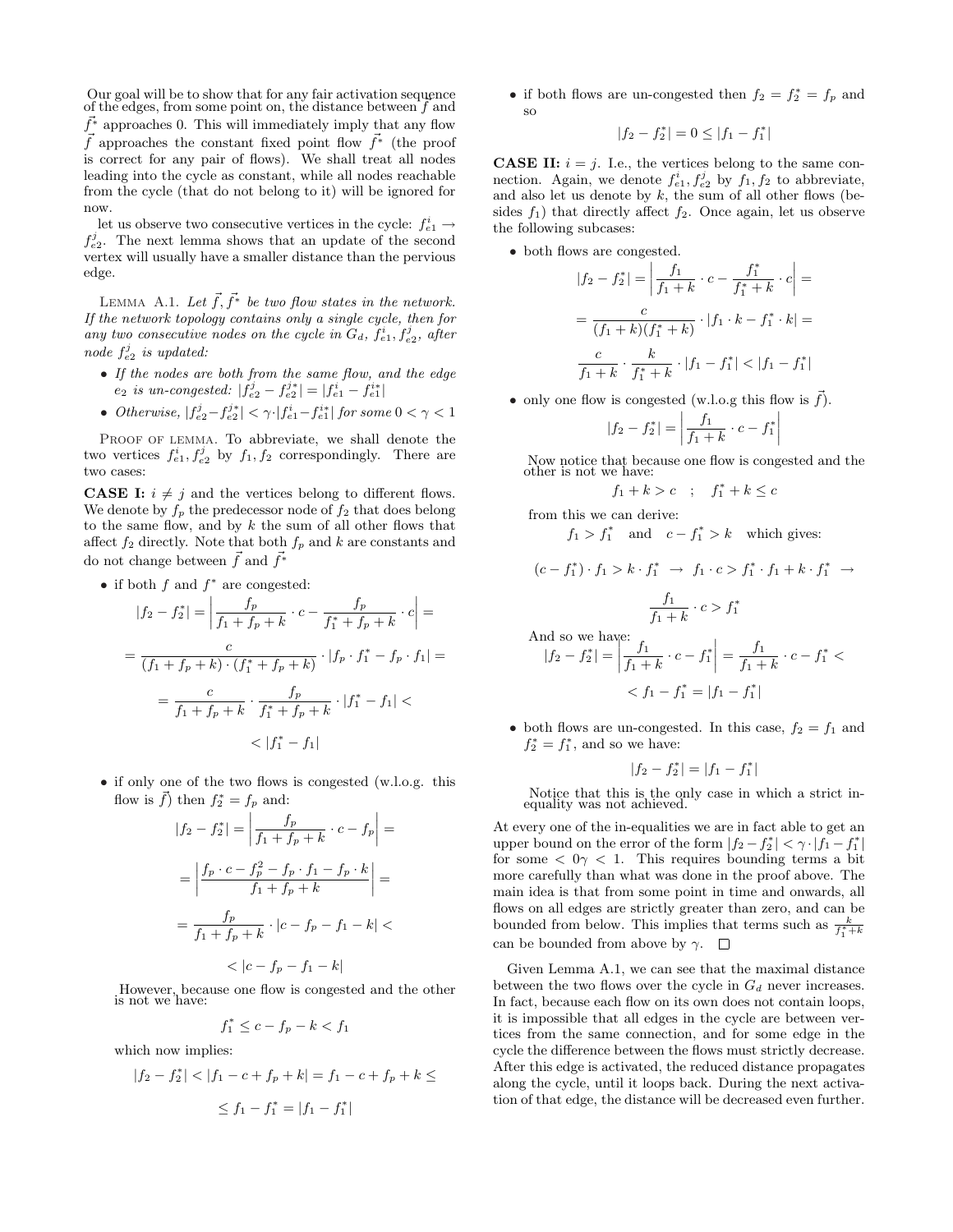Our goal will be to show that for any fair activation sequence of the edges, from some point on, the distance between $\vec{f}$ and $\vec{f^*}$ approaches 0. This will immediately imply that any flow $\vec{f}$ approaches the constant fixed point flow $\vec{f^*}$ (the proof is correct for any pair of flows). We shall treat all nodes leading into the cycle as constant, while all nodes reachable from the cycle (that do not belong to it) will be ignored for now.

let us observe two consecutive vertices in the cycle: $f^i_{e1} \rightarrow f^j_{e2}$. The next lemma shows that an update of the second vertex will usually have a smaller distance than the pervious edge.

LEMMA A.1. *Let $\vec{f}, \vec{f^*}$ be two flow states in the network. If the network topology contains only a single cycle, then for any two consecutive nodes on the cycle in $G_d$, $f^i_{e1}, f^j_{e2}$, after node $f^j_{e2}$ is updated:*

- *If the nodes are both from the same flow, and the edge $e_2$ is un-congested: $|f^j_{e2} - f^{j*}_{e2}| = |f^i_{e1} - f^{i*}_{e1}|$*
- *Otherwise, $|f^j_{e2} - f^{j*}_{e2}| < \gamma \cdot |f^i_{e1} - f^{i*}_{e1}|$ for some $0 < \gamma < 1$*

PROOF OF LEMMA. To abbreviate, we shall denote the two vertices $f^i_{e1}, f^j_{e2}$ by $f_1, f_2$ correspondingly. There are two cases:

**CASE I:** $i \neq j$ and the vertices belong to different flows. We denote by $f_p$ the predecessor node of $f_2$ that does belong to the same flow, and by $k$ the sum of all other flows that affect $f_2$ directly. Note that both $f_p$ and $k$ are constants and do not change between $\vec{f}$ and $\vec{f^*}$

- if both $f$ and $f^*$ are congested:

$$|f_2 - f_2^*| = \left| \frac{f_p}{f_1 + f_p + k} \cdot c - \frac{f_p}{f_1^* + f_p + k} \cdot c \right| =$$

$$= \frac{c}{(f_1 + f_p + k) \cdot (f_1^* + f_p + k)} \cdot |f_p \cdot f_1^* - f_p \cdot f_1| =$$

$$= \frac{c}{f_1 + f_p + k} \cdot \frac{f_p}{f_1^* + f_p + k} \cdot |f_1^* - f_1| <$$

$$< |f_1^* - f_1|$$

- if only one of the two flows is congested (w.l.o.g. this flow is $\vec{f}$) then $f_2^* = f_p$ and:

$$|f_2 - f_2^*| = \left| \frac{f_p}{f_1 + f_p + k} \cdot c - f_p \right| =$$

$$= \left| \frac{f_p \cdot c - f_p^2 - f_p \cdot f_1 - f_p \cdot k}{f_1 + f_p + k} \right| =$$

$$= \frac{f_p}{f_1 + f_p + k} \cdot |c - f_p - f_1 - k| <$$

$$< |c - f_p - f_1 - k|$$

However, because one flow is congested and the other is not we have:

$$f_1^* \leq c - f_p - k < f_1$$

which now implies:

$$|f_2 - f_2^*| < |f_1 - c + f_p + k| = f_1 - c + f_p + k \leq$$

$$\leq f_1 - f_1^* = |f_1 - f_1^*|$$

- if both flows are un-congested then $f_2 = f_2^* = f_p$ and so

$$|f_2 - f_2^*| = 0 \leq |f_1 - f_1^*|$$

**CASE II:** $i = j$. I.e., the vertices belong to the same connection. Again, we denote $f^i_{e1}, f^j_{e2}$ by $f_1, f_2$ to abbreviate, and also let us denote by $k$, the sum of all other flows (besides $f_1$) that directly affect $f_2$. Once again, let us observe the following subcases:

- both flows are congested.

$$|f_2 - f_2^*| = \left| \frac{f_1}{f_1 + k} \cdot c - \frac{f_1^*}{f_1^* + k} \cdot c \right| =$$

$$= \frac{c}{(f_1 + k)(f_1^* + k)} \cdot |f_1 \cdot k - f_1^* \cdot k| =$$

$$\frac{c}{f_1 + k} \cdot \frac{k}{f_1^* + k} \cdot |f_1 - f_1^*| < |f_1 - f_1^*|$$

- only one flow is congested (w.l.o.g this flow is $\vec{f}$).

$$|f_2 - f_2^*| = \left| \frac{f_1}{f_1 + k} \cdot c - f_1^* \right|$$

Now notice that because one flow is congested and the other is not we have:

$$f_1 + k > c \quad ; \quad f_1^* + k \leq c$$

from this we can derive:

$$f_1 > f_1^* \quad \text{and} \quad c - f_1^* > k \quad \text{which gives:}$$

$$(c - f_1^*) \cdot f_1 > k \cdot f_1^* \rightarrow f_1 \cdot c > f_1^* \cdot f_1 + k \cdot f_1^* \rightarrow$$

$$\frac{f_1}{f_1 + k} \cdot c > f_1^*$$

And so we have:

$$|f_2 - f_2^*| = \left| \frac{f_1}{f_1 + k} \cdot c - f_1^* \right| = \frac{f_1}{f_1 + k} \cdot c - f_1^* <$$

$$< f_1 - f_1^* = |f_1 - f_1^*|$$

- both flows are un-congested. In this case, $f_2 = f_1$ and $f_2^* = f_1^*$, and so we have:

$$|f_2 - f_2^*| = |f_1 - f_1^*|$$

Notice that this is the only case in which a strict inequality was not achieved.

At every one of the in-equalities we are in fact able to get an upper bound on the error of the form $|f_2 - f_2^*| < \gamma \cdot |f_1 - f_1^*|$ for some $< 0\gamma < 1$. This requires bounding terms a bit more carefully than what was done in the proof above. The main idea is that from some point in time and onwards, all flows on all edges are strictly greater than zero, and can be bounded from below. This implies that terms such as $\frac{k}{f_1^* + k}$ can be bounded from above by $\gamma$. $\square$

Given Lemma A.1, we can see that the maximal distance between the two flows over the cycle in $G_d$ never increases. In fact, because each flow on its own does not contain loops, it is impossible that all edges in the cycle are between vertices from the same connection, and for some edge in the cycle the difference between the flows must strictly decrease. After this edge is activated, the reduced distance propagates along the cycle, until it loops back. During the next activation of that edge, the distance will be decreased even further.